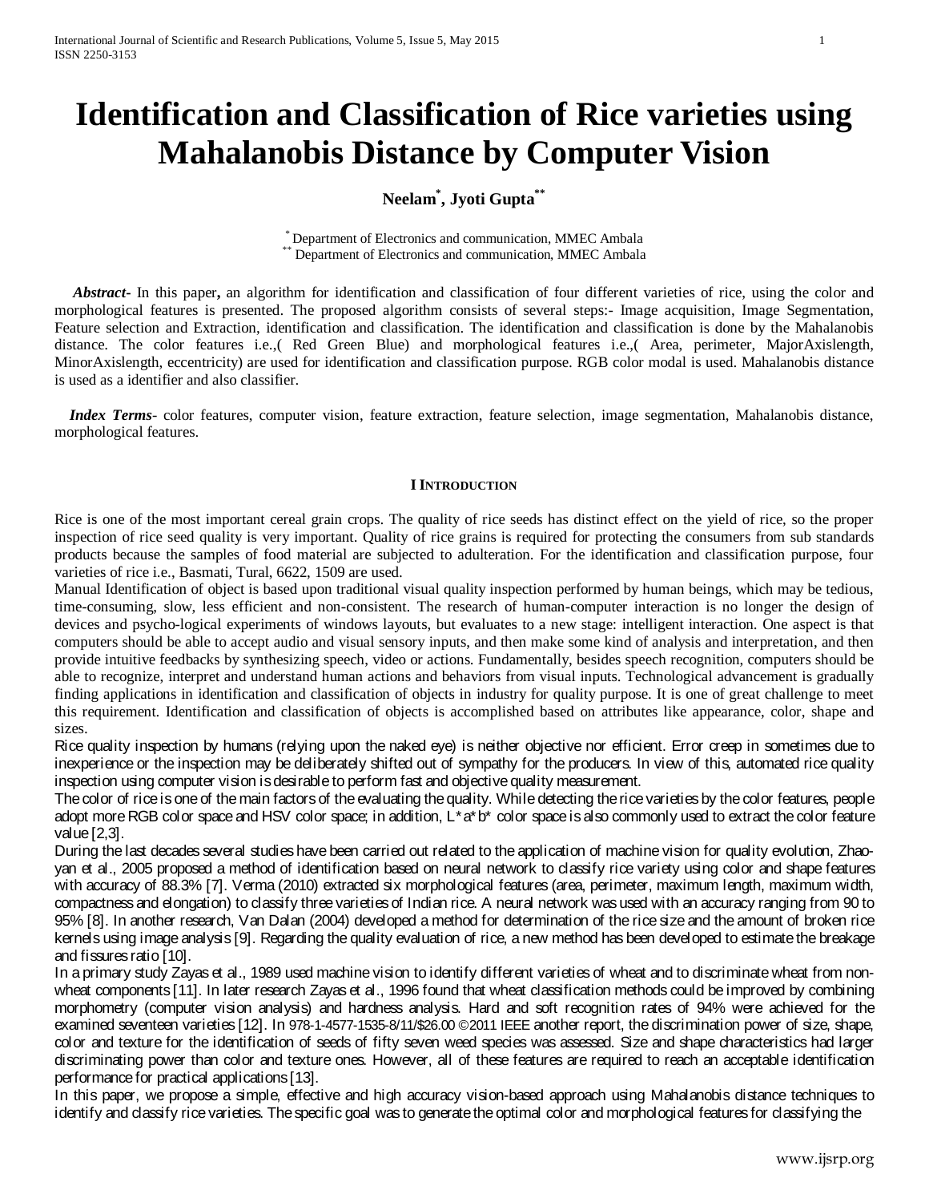# Identification and Classification of Rice varieties using Mahalanobis Distance by Computer Vision

**Neelam[*], Jyoti Gupta[**]**

[*] Department of Electronics and communication, MMEC Ambala
[**] Department of Electronics and communication, MMEC Ambala

***Abstract***- In this paper**,** an algorithm for identification and classification of four different varieties of rice, using the color and morphological features is presented. The proposed algorithm consists of several steps:- Image acquisition, Image Segmentation, Feature selection and Extraction, identification and classification. The identification and classification is done by the Mahalanobis distance. The color features i.e.,( Red Green Blue) and morphological features i.e.,( Area, perimeter, MajorAxislength, MinorAxislength, eccentricity) are used for identification and classification purpose. RGB color modal is used. Mahalanobis distance is used as a identifier and also classifier.

***Index Terms***- color features, computer vision, feature extraction, feature selection, image segmentation, Mahalanobis distance, morphological features.

## I Introduction

Rice is one of the most important cereal grain crops. The quality of rice seeds has distinct effect on the yield of rice, so the proper inspection of rice seed quality is very important. Quality of rice grains is required for protecting the consumers from sub standards products because the samples of food material are subjected to adulteration. For the identification and classification purpose, four varieties of rice i.e., Basmati, Tural, 6622, 1509 are used.

Manual Identification of object is based upon traditional visual quality inspection performed by human beings, which may be tedious, time-consuming, slow, less efficient and non-consistent. The research of human-computer interaction is no longer the design of devices and psycho-logical experiments of windows layouts, but evaluates to a new stage: intelligent interaction. One aspect is that computers should be able to accept audio and visual sensory inputs, and then make some kind of analysis and interpretation, and then provide intuitive feedbacks by synthesizing speech, video or actions. Fundamentally, besides speech recognition, computers should be able to recognize, interpret and understand human actions and behaviors from visual inputs. Technological advancement is gradually finding applications in identification and classification of objects in industry for quality purpose. It is one of great challenge to meet this requirement. Identification and classification of objects is accomplished based on attributes like appearance, color, shape and sizes.

Rice quality inspection by humans (relying upon the naked eye) is neither objective nor efficient. Error creep in sometimes due to inexperience or the inspection may be deliberately shifted out of sympathy for the producers. In view of this, automated rice quality inspection using computer vision is desirable to perform fast and objective quality measurement.

The color of rice is one of the main factors of the evaluating the quality. While detecting the rice varieties by the color features, people adopt more RGB color space and HSV color space; in addition, L*a*b* color space is also commonly used to extract the color feature value [2,3].

During the last decades several studies have been carried out related to the application of machine vision for quality evolution, Zhao-yan et al., 2005 proposed a method of identification based on neural network to classify rice variety using color and shape features with accuracy of 88.3% [7]. Verma (2010) extracted six morphological features (area, perimeter, maximum length, maximum width, compactness and elongation) to classify three varieties of Indian rice. A neural network was used with an accuracy ranging from 90 to 95% [8]. In another research, Van Dalan (2004) developed a method for determination of the rice size and the amount of broken rice kernels using image analysis [9]. Regarding the quality evaluation of rice, a new method has been developed to estimate the breakage and fissures ratio [10].

In a primary study Zayas et al., 1989 used machine vision to identify different varieties of wheat and to discriminate wheat from non-wheat components [11]. In later research Zayas et al., 1996 found that wheat classification methods could be improved by combining morphometry (computer vision analysis) and hardness analysis. Hard and soft recognition rates of 94% were achieved for the examined seventeen varieties [12]. In 978-1-4577-1535-8/11/$26.00 ©2011 IEEE another report, the discrimination power of size, shape, color and texture for the identification of seeds of fifty seven weed species was assessed. Size and shape characteristics had larger discriminating power than color and texture ones. However, all of these features are required to reach an acceptable identification performance for practical applications [13].

In this paper, we propose a simple, effective and high accuracy vision-based approach using Mahalanobis distance techniques to identify and classify rice varieties. The specific goal was to generate the optimal color and morphological features for classifying the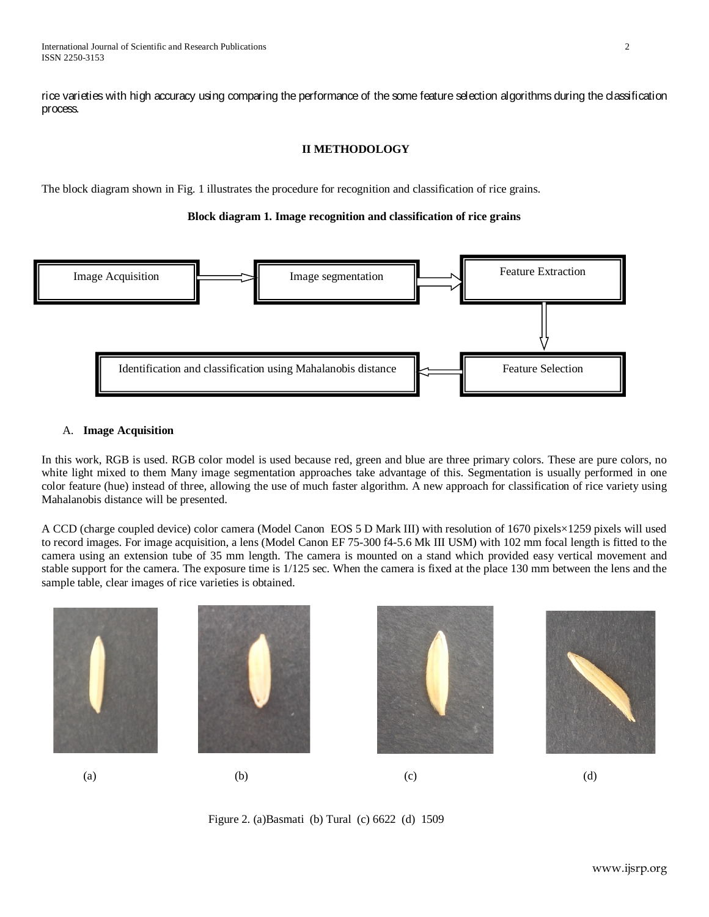rice varieties with high accuracy using comparing the performance of the some feature selection algorithms during the classification process.

## II METHODOLOGY

The block diagram shown in Fig. 1 illustrates the procedure for recognition and classification of rice grains.

**Block diagram 1. Image recognition and classification of rice grains**

Image Acquisition → Image segmentation → Feature Extraction → Feature Selection → Identification and classification using Mahalanobis distance

### A. Image Acquisition

In this work, RGB is used. RGB color model is used because red, green and blue are three primary colors. These are pure colors, no white light mixed to them Many image segmentation approaches take advantage of this. Segmentation is usually performed in one color feature (hue) instead of three, allowing the use of much faster algorithm. A new approach for classification of rice variety using Mahalanobis distance will be presented.

A CCD (charge coupled device) color camera (Model Canon EOS 5 D Mark III) with resolution of 1670 pixels×1259 pixels will used to record images. For image acquisition, a lens (Model Canon EF 75-300 f4-5.6 Mk III USM) with 102 mm focal length is fitted to the camera using an extension tube of 35 mm length. The camera is mounted on a stand which provided easy vertical movement and stable support for the camera. The exposure time is 1/125 sec. When the camera is fixed at the place 130 mm between the lens and the sample table, clear images of rice varieties is obtained.

(a) (b) (c) (d)

Figure 2. (a)Basmati (b) Tural (c) 6622 (d) 1509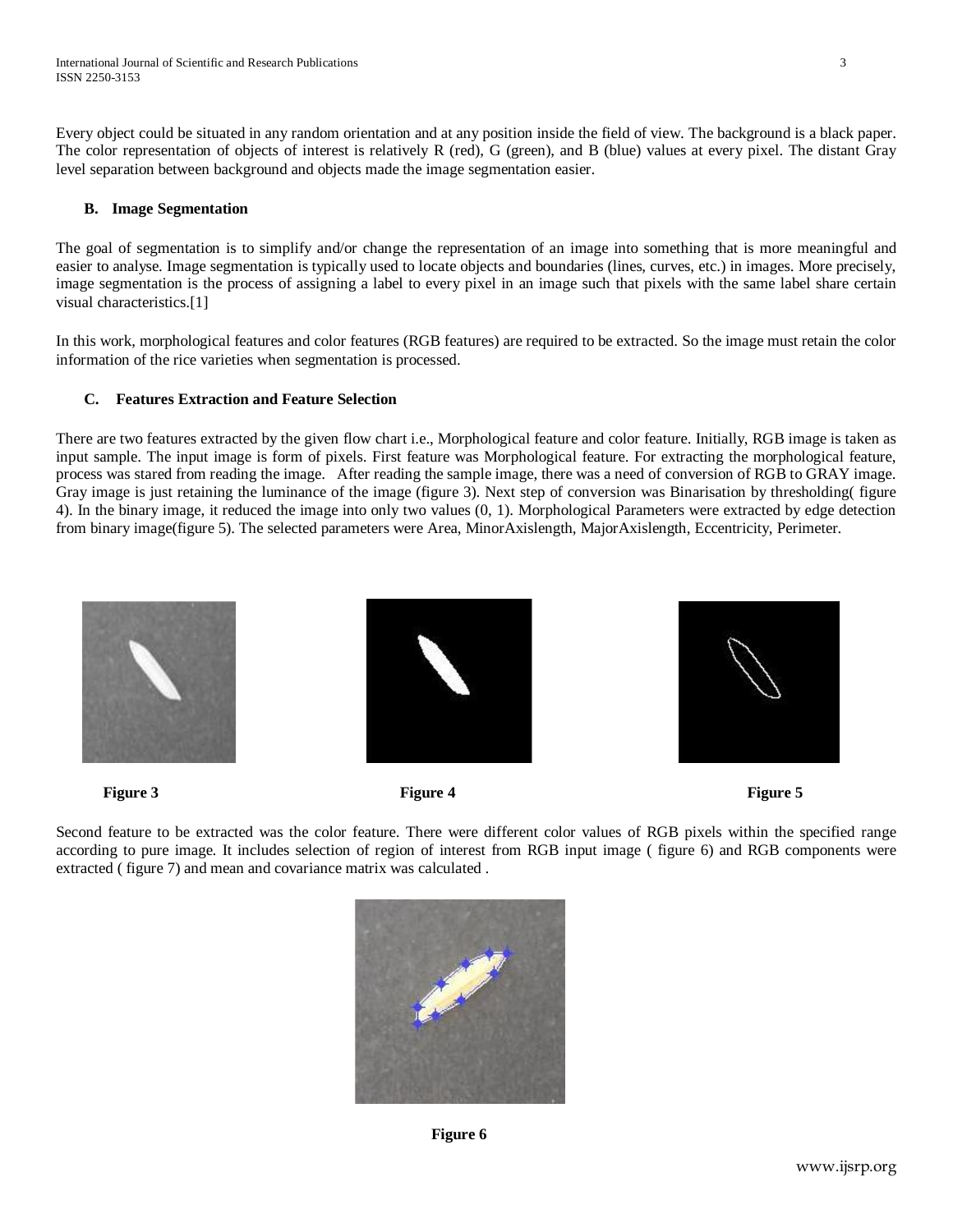Every object could be situated in any random orientation and at any position inside the field of view. The background is a black paper. The color representation of objects of interest is relatively R (red), G (green), and B (blue) values at every pixel. The distant Gray level separation between background and objects made the image segmentation easier.

### B. Image Segmentation

The goal of segmentation is to simplify and/or change the representation of an image into something that is more meaningful and easier to analyse. Image segmentation is typically used to locate objects and boundaries (lines, curves, etc.) in images. More precisely, image segmentation is the process of assigning a label to every pixel in an image such that pixels with the same label share certain visual characteristics.[1]

In this work, morphological features and color features (RGB features) are required to be extracted. So the image must retain the color information of the rice varieties when segmentation is processed.

### C. Features Extraction and Feature Selection

There are two features extracted by the given flow chart i.e., Morphological feature and color feature. Initially, RGB image is taken as input sample. The input image is form of pixels. First feature was Morphological feature. For extracting the morphological feature, process was stared from reading the image. After reading the sample image, there was a need of conversion of RGB to GRAY image. Gray image is just retaining the luminance of the image (figure 3). Next step of conversion was Binarisation by thresholding( figure 4). In the binary image, it reduced the image into only two values (0, 1). Morphological Parameters were extracted by edge detection from binary image(figure 5). The selected parameters were Area, MinorAxislength, MajorAxislength, Eccentricity, Perimeter.

**Figure 3**

**Figure 4**

**Figure 5**

Second feature to be extracted was the color feature. There were different color values of RGB pixels within the specified range according to pure image. It includes selection of region of interest from RGB input image ( figure 6) and RGB components were extracted ( figure 7) and mean and covariance matrix was calculated .

**Figure 6**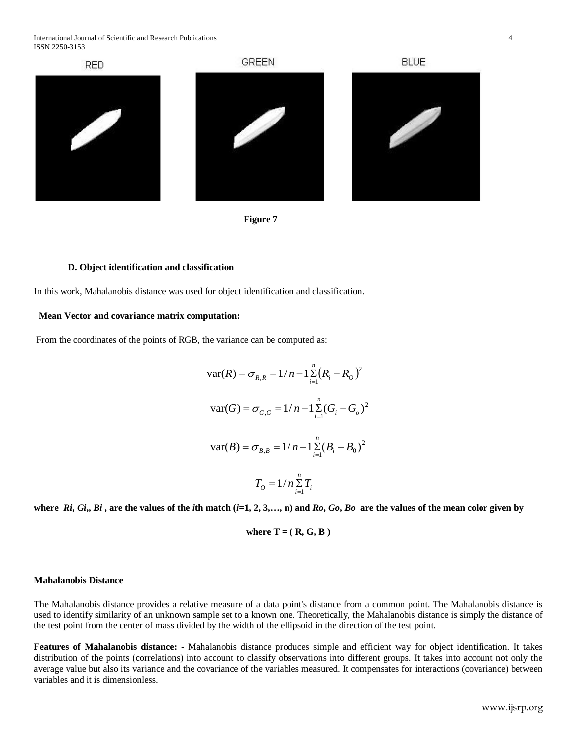RED GREEN BLUE

**Figure 7**

### D. Object identification and classification

In this work, Mahalanobis distance was used for object identification and classification.

**Mean Vector and covariance matrix computation:**

From the coordinates of the points of RGB, the variance can be computed as:

$$\mathrm{var}(R) = \sigma_{R,R} = 1/n-1\sum_{i=1}^{n}\left(R_i - R_O\right)^2$$

$$\mathrm{var}(G) = \sigma_{G,G} = 1/n-1\sum_{i=1}^{n}(G_i - G_o)^2$$

$$\mathrm{var}(B) = \sigma_{B,B} = 1/n-1\sum_{i=1}^{n}(B_i - B_0)^2$$

$$T_O = 1/n\sum_{i=1}^{n}T_i$$

**where $Ri$, $Gi$,, $Bi$ , are the values of the $i$th match ($i$=1, 2, 3,…, n) and $Ro$, $Go$, $Bo$ are the values of the mean color given by**

**where T = ( R, G, B )**

**Mahalanobis Distance**

The Mahalanobis distance provides a relative measure of a data point's distance from a common point. The Mahalanobis distance is used to identify similarity of an unknown sample set to a known one. Theoretically, the Mahalanobis distance is simply the distance of the test point from the center of mass divided by the width of the ellipsoid in the direction of the test point.

**Features of Mahalanobis distance: -** Mahalanobis distance produces simple and efficient way for object identification. It takes distribution of the points (correlations) into account to classify observations into different groups. It takes into account not only the average value but also its variance and the covariance of the variables measured. It compensates for interactions (covariance) between variables and it is dimensionless.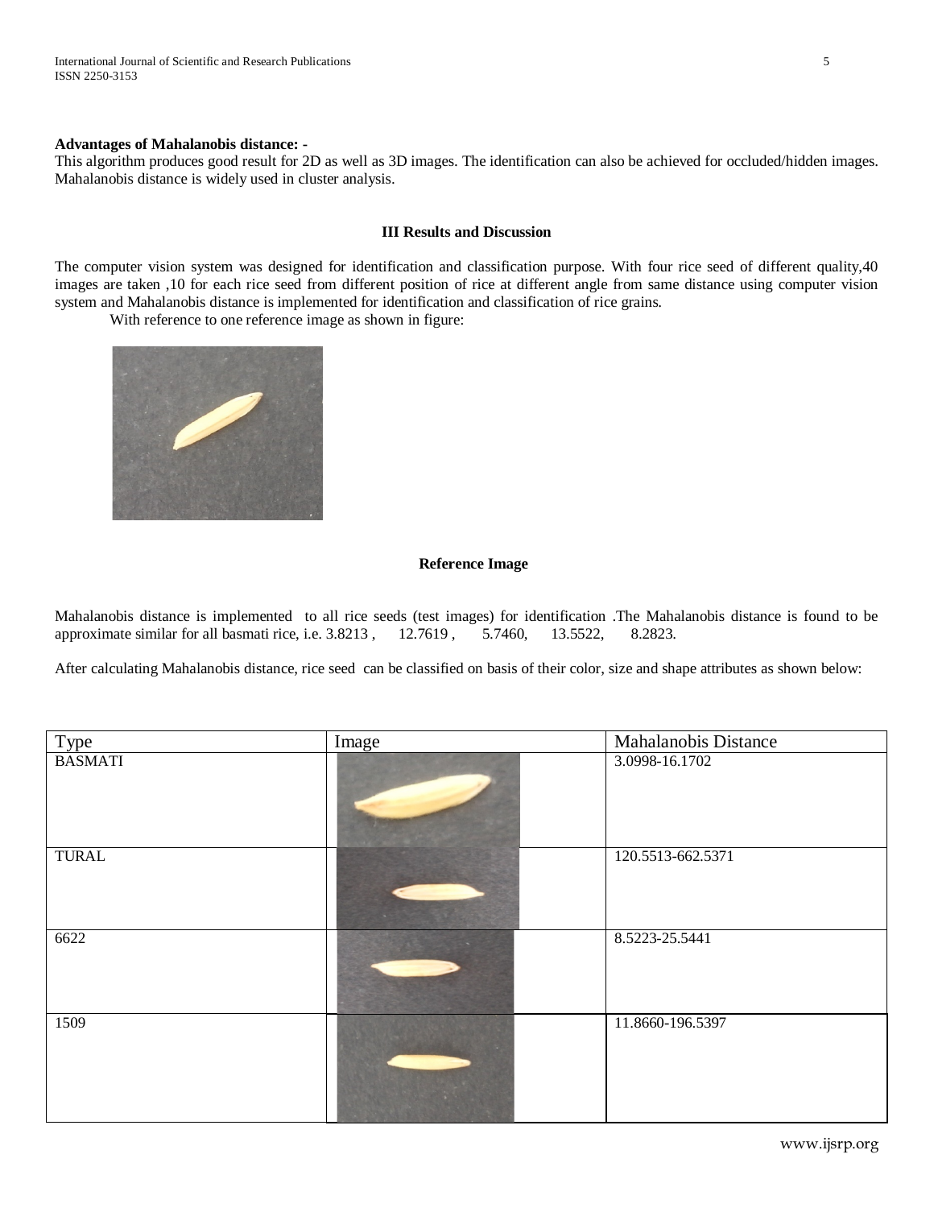**Advantages of Mahalanobis distance: -**

This algorithm produces good result for 2D as well as 3D images. The identification can also be achieved for occluded/hidden images. Mahalanobis distance is widely used in cluster analysis.

### III Results and Discussion

The computer vision system was designed for identification and classification purpose. With four rice seed of different quality,40 images are taken ,10 for each rice seed from different position of rice at different angle from same distance using computer vision system and Mahalanobis distance is implemented for identification and classification of rice grains.

With reference to one reference image as shown in figure:

**Reference Image**

Mahalanobis distance is implemented to all rice seeds (test images) for identification .The Mahalanobis distance is found to be approximate similar for all basmati rice, i.e. 3.8213 , 12.7619 , 5.7460, 13.5522, 8.2823.

After calculating Mahalanobis distance, rice seed can be classified on basis of their color, size and shape attributes as shown below:

| Type | Image | Mahalanobis Distance |
|---|---|---|
| BASMATI | | 3.0998-16.1702 |
| TURAL | | 120.5513-662.5371 |
| 6622 | | 8.5223-25.5441 |
| 1509 | | 11.8660-196.5397 |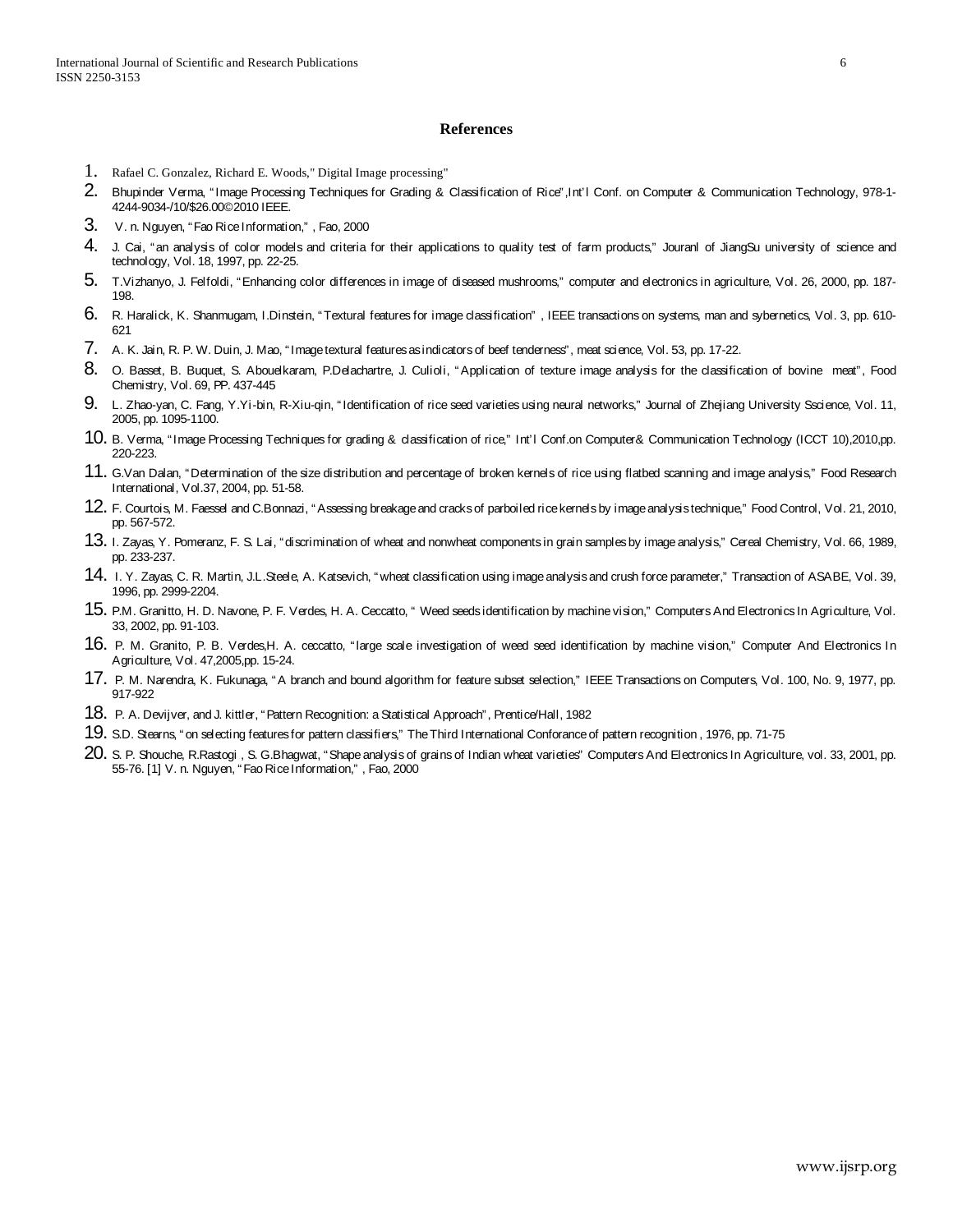## References

1. Rafael C. Gonzalez, Richard E. Woods," Digital Image processing"
2. Bhupinder Verma, "Image Processing Techniques for Grading & Classification of Rice",Int'l Conf. on Computer & Communication Technology, 978-1-4244-9034-/10/$26.00©2010 IEEE.
3. V. n. Nguyen, "Fao Rice Information," , Fao, 2000
4. J. Cai, "an analysis of color models and criteria for their applications to quality test of farm products," Jouranl of JiangSu university of science and technology, Vol. 18, 1997, pp. 22-25.
5. T.Vizhanyo, J. Felfoldi, "Enhancing color differences in image of diseased mushrooms," computer and electronics in agriculture, Vol. 26, 2000, pp. 187-198.
6. R. Haralick, K. Shanmugam, I.Dinstein, "Textural features for image classification" , IEEE transactions on systems, man and sybernetics, Vol. 3, pp. 610-621
7. A. K. Jain, R. P. W. Duin, J. Mao, "Image textural features as indicators of beef tenderness", meat science, Vol. 53, pp. 17-22.
8. O. Basset, B. Buquet, S. Abouelkaram, P.Delachartre, J. Culioli, "Application of texture image analysis for the classification of bovine meat", Food Chemistry, Vol. 69, PP. 437-445
9. L. Zhao-yan, C. Fang, Y.Yi-bin, R-Xiu-qin, "Identification of rice seed varieties using neural networks," Journal of Zhejiang University Sscience, Vol. 11, 2005, pp. 1095-1100.
10. B. Verma, "Image Processing Techniques for grading & classification of rice," Int'l Conf.on Computer& Communication Technology (ICCT 10),2010,pp. 220-223.
11. G.Van Dalan, "Determination of the size distribution and percentage of broken kernels of rice using flatbed scanning and image analysis," Food Research International, Vol.37, 2004, pp. 51-58.
12. F. Courtois, M. Faessel and C.Bonnazi, "Assessing breakage and cracks of parboiled rice kernels by image analysis technique," Food Control, Vol. 21, 2010, pp. 567-572.
13. I. Zayas, Y. Pomeranz, F. S. Lai, "discrimination of wheat and nonwheat components in grain samples by image analysis," Cereal Chemistry, Vol. 66, 1989, pp. 233-237.
14. I. Y. Zayas, C. R. Martin, J.L.Steele, A. Katsevich, "wheat classification using image analysis and crush force parameter," Transaction of ASABE, Vol. 39, 1996, pp. 2999-2204.
15. P.M. Granitto, H. D. Navone, P. F. Verdes, H. A. Ceccatto, " Weed seeds identification by machine vision," Computers And Electronics In Agriculture, Vol. 33, 2002, pp. 91-103.
16. P. M. Granito, P. B. Verdes,H. A. ceccatto, "large scale investigation of weed seed identification by machine vision," Computer And Electronics In Agriculture, Vol. 47,2005,pp. 15-24.
17. P. M. Narendra, K. Fukunaga, "A branch and bound algorithm for feature subset selection," IEEE Transactions on Computers, Vol. 100, No. 9, 1977, pp. 917-922
18. P. A. Devijver, and J. kittler, "Pattern Recognition: a Statistical Approach", Prentice/Hall, 1982
19. S.D. Stearns, "on selecting features for pattern classifiers," The Third International Conforance of pattern recognition , 1976, pp. 71-75
20. S. P. Shouche, R.Rastogi , S. G.Bhagwat, "Shape analysis of grains of Indian wheat varieties" Computers And Electronics In Agriculture, vol. 33, 2001, pp. 55-76. [1] V. n. Nguyen, "Fao Rice Information," , Fao, 2000